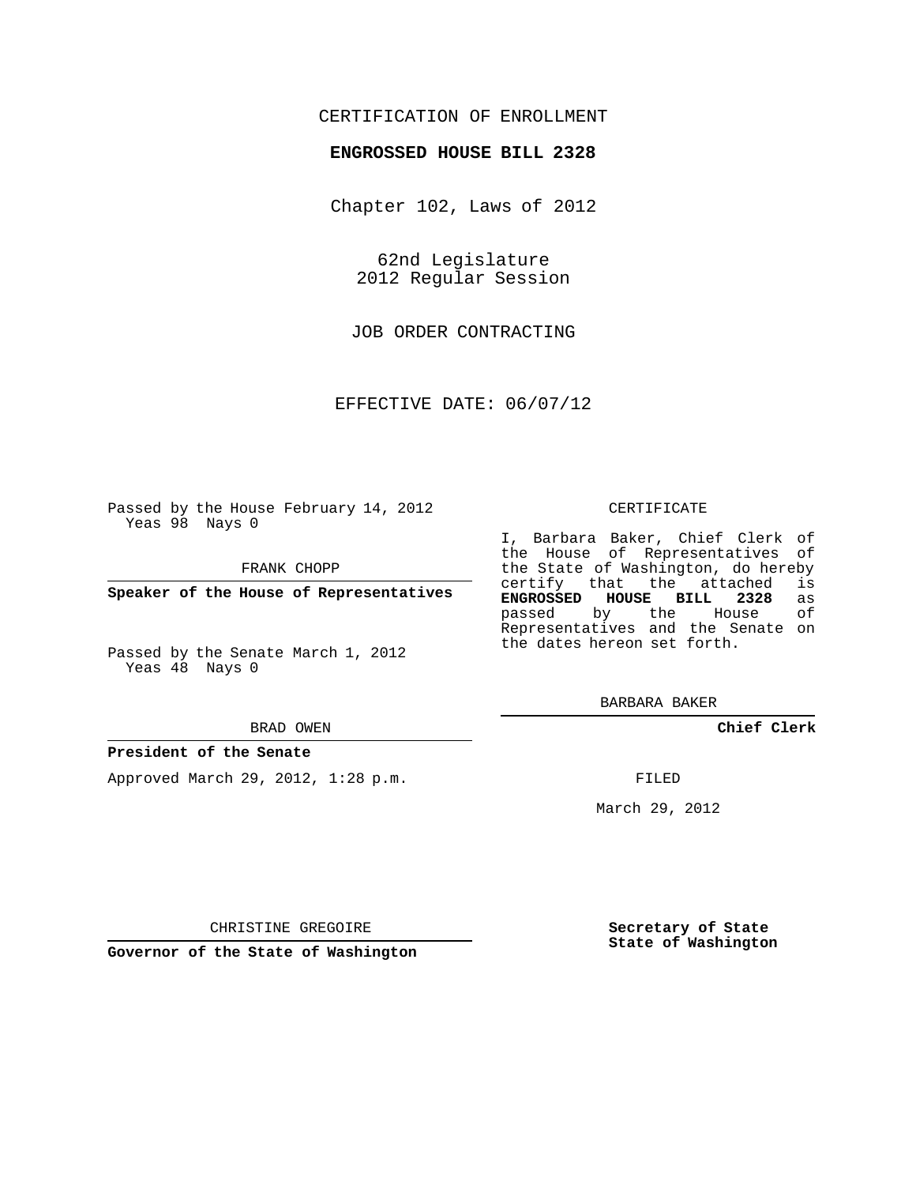CERTIFICATION OF ENROLLMENT

**ENGROSSED HOUSE BILL 2328**

Chapter 102, Laws of 2012

62nd Legislature
2012 Regular Session

JOB ORDER CONTRACTING

EFFECTIVE DATE: 06/07/12

Passed by the House February 14, 2012
Yeas 98 Nays 0

FRANK CHOPP

**Speaker of the House of Representatives**

Passed by the Senate March 1, 2012
Yeas 48 Nays 0

BRAD OWEN

**President of the Senate**

Approved March 29, 2012, 1:28 p.m.

CHRISTINE GREGOIRE

**Governor of the State of Washington**

CERTIFICATE

I, Barbara Baker, Chief Clerk of the House of Representatives of the State of Washington, do hereby certify that the attached is **ENGROSSED HOUSE BILL 2328** as passed by the House of Representatives and the Senate on the dates hereon set forth.

BARBARA BAKER

**Chief Clerk**

FILED

March 29, 2012

**Secretary of State**
**State of Washington**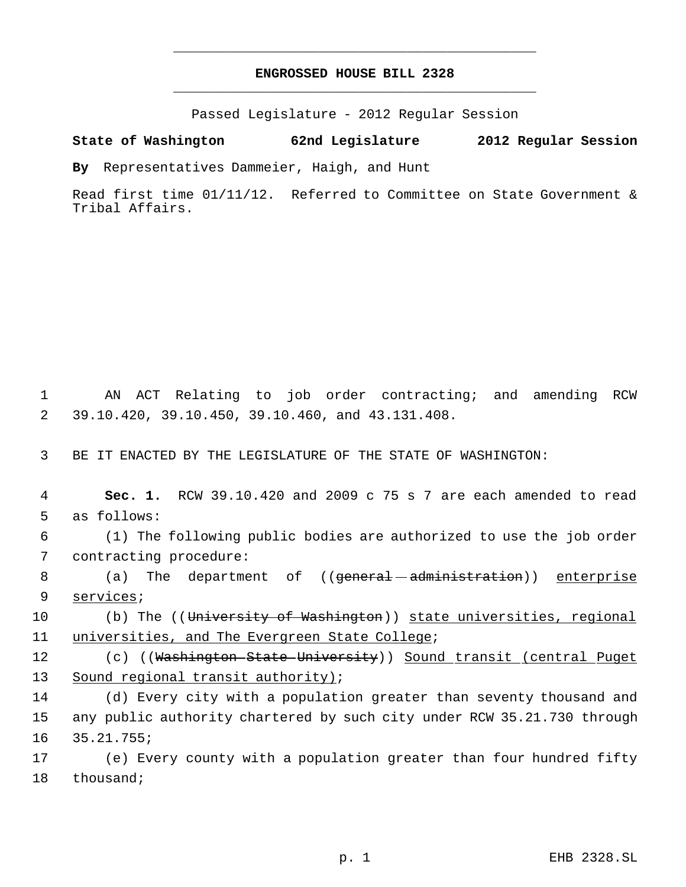**ENGROSSED HOUSE BILL 2328**

Passed Legislature - 2012 Regular Session

**State of Washington 62nd Legislature 2012 Regular Session**

**By** Representatives Dammeier, Haigh, and Hunt

Read first time 01/11/12. Referred to Committee on State Government & Tribal Affairs.

1 AN ACT Relating to job order contracting; and amending RCW
2 39.10.420, 39.10.450, 39.10.460, and 43.131.408.

3 BE IT ENACTED BY THE LEGISLATURE OF THE STATE OF WASHINGTON:

4 **Sec. 1.** RCW 39.10.420 and 2009 c 75 s 7 are each amended to read
5 as follows:

6 (1) The following public bodies are authorized to use the job order
7 contracting procedure:

8 (a) The department of ((~~general administration~~)) <u>enterprise</u>
9 <u>services</u>;

10 (b) The ((~~University of Washington~~)) <u>state universities, regional</u>
11 <u>universities, and The Evergreen State College</u>;

12 (c) ((~~Washington State University~~)) <u>Sound transit (central Puget</u>
13 <u>Sound regional transit authority)</u>;

14 (d) Every city with a population greater than seventy thousand and
15 any public authority chartered by such city under RCW 35.21.730 through
16 35.21.755;

17 (e) Every county with a population greater than four hundred fifty
18 thousand;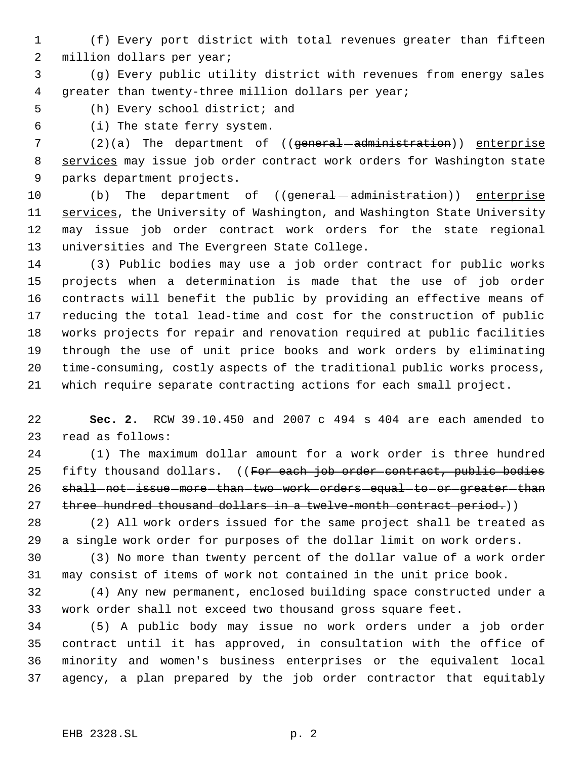(f) Every port district with total revenues greater than fifteen million dollars per year;

(g) Every public utility district with revenues from energy sales greater than twenty-three million dollars per year;

(h) Every school district; and

(i) The state ferry system.

(2)(a) The department of ((~~general administration~~)) enterprise services may issue job order contract work orders for Washington state parks department projects.

(b) The department of ((~~general administration~~)) enterprise services, the University of Washington, and Washington State University may issue job order contract work orders for the state regional universities and The Evergreen State College.

(3) Public bodies may use a job order contract for public works projects when a determination is made that the use of job order contracts will benefit the public by providing an effective means of reducing the total lead-time and cost for the construction of public works projects for repair and renovation required at public facilities through the use of unit price books and work orders by eliminating time-consuming, costly aspects of the traditional public works process, which require separate contracting actions for each small project.

**Sec. 2.** RCW 39.10.450 and 2007 c 494 s 404 are each amended to read as follows:

(1) The maximum dollar amount for a work order is three hundred fifty thousand dollars. ((~~For each job order contract, public bodies shall not issue more than two work orders equal to or greater than three hundred thousand dollars in a twelve-month contract period.~~))

(2) All work orders issued for the same project shall be treated as a single work order for purposes of the dollar limit on work orders.

(3) No more than twenty percent of the dollar value of a work order may consist of items of work not contained in the unit price book.

(4) Any new permanent, enclosed building space constructed under a work order shall not exceed two thousand gross square feet.

(5) A public body may issue no work orders under a job order contract until it has approved, in consultation with the office of minority and women's business enterprises or the equivalent local agency, a plan prepared by the job order contractor that equitably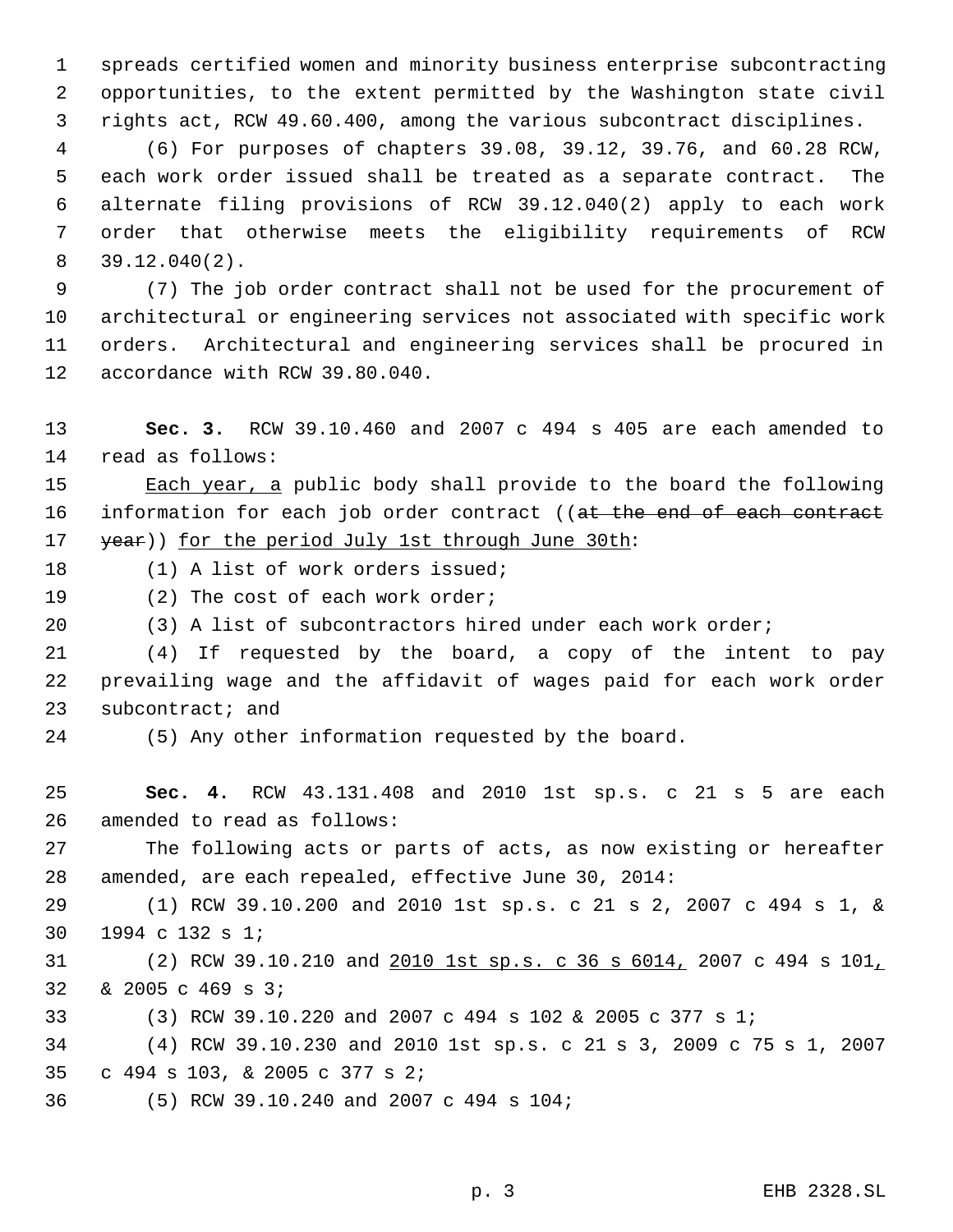spreads certified women and minority business enterprise subcontracting opportunities, to the extent permitted by the Washington state civil rights act, RCW 49.60.400, among the various subcontract disciplines.

(6) For purposes of chapters 39.08, 39.12, 39.76, and 60.28 RCW, each work order issued shall be treated as a separate contract. The alternate filing provisions of RCW 39.12.040(2) apply to each work order that otherwise meets the eligibility requirements of RCW 39.12.040(2).

(7) The job order contract shall not be used for the procurement of architectural or engineering services not associated with specific work orders. Architectural and engineering services shall be procured in accordance with RCW 39.80.040.

**Sec. 3.** RCW 39.10.460 and 2007 c 494 s 405 are each amended to read as follows:

Each year, a public body shall provide to the board the following information for each job order contract ((~~at the end of each contract year~~)) for the period July 1st through June 30th:

(1) A list of work orders issued;

(2) The cost of each work order;

(3) A list of subcontractors hired under each work order;

(4) If requested by the board, a copy of the intent to pay prevailing wage and the affidavit of wages paid for each work order subcontract; and

(5) Any other information requested by the board.

**Sec. 4.** RCW 43.131.408 and 2010 1st sp.s. c 21 s 5 are each amended to read as follows:

The following acts or parts of acts, as now existing or hereafter amended, are each repealed, effective June 30, 2014:

(1) RCW 39.10.200 and 2010 1st sp.s. c 21 s 2, 2007 c 494 s 1, & 1994 c 132 s 1;

(2) RCW 39.10.210 and 2010 1st sp.s. c 36 s 6014, 2007 c 494 s 101, & 2005 c 469 s 3;

(3) RCW 39.10.220 and 2007 c 494 s 102 & 2005 c 377 s 1;

(4) RCW 39.10.230 and 2010 1st sp.s. c 21 s 3, 2009 c 75 s 1, 2007 c 494 s 103, & 2005 c 377 s 2;

(5) RCW 39.10.240 and 2007 c 494 s 104;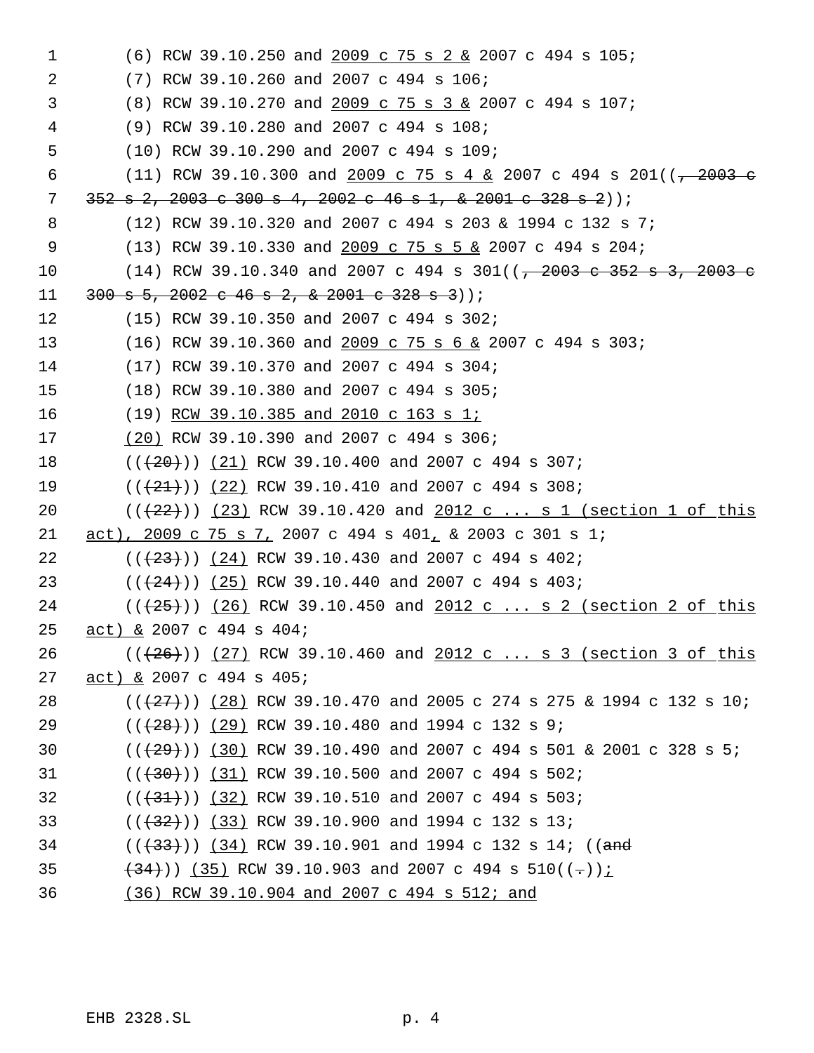(6) RCW 39.10.250 and 2009 c 75 s 2 & 2007 c 494 s 105;

(7) RCW 39.10.260 and 2007 c 494 s 106;

(8) RCW 39.10.270 and 2009 c 75 s 3 & 2007 c 494 s 107;

(9) RCW 39.10.280 and 2007 c 494 s 108;

(10) RCW 39.10.290 and 2007 c 494 s 109;

(11) RCW 39.10.300 and 2009 c 75 s 4 & 2007 c 494 s 201((, 2003 c 352 s 2, 2003 c 300 s 4, 2002 c 46 s 1, & 2001 c 328 s 2));

(12) RCW 39.10.320 and 2007 c 494 s 203 & 1994 c 132 s 7;

(13) RCW 39.10.330 and 2009 c 75 s 5 & 2007 c 494 s 204;

(14) RCW 39.10.340 and 2007 c 494 s 301((, 2003 c 352 s 3, 2003 c 300 s 5, 2002 c 46 s 2, & 2001 c 328 s 3));

(15) RCW 39.10.350 and 2007 c 494 s 302;

(16) RCW 39.10.360 and 2009 c 75 s 6 & 2007 c 494 s 303;

(17) RCW 39.10.370 and 2007 c 494 s 304;

(18) RCW 39.10.380 and 2007 c 494 s 305;

(19) RCW 39.10.385 and 2010 c 163 s 1;

(20) RCW 39.10.390 and 2007 c 494 s 306;

(((20))) (21) RCW 39.10.400 and 2007 c 494 s 307;

(((21))) (22) RCW 39.10.410 and 2007 c 494 s 308;

(((22))) (23) RCW 39.10.420 and 2012 c ... s 1 (section 1 of this act), 2009 c 75 s 7, 2007 c 494 s 401, & 2003 c 301 s 1;

(((23))) (24) RCW 39.10.430 and 2007 c 494 s 402;

(((24))) (25) RCW 39.10.440 and 2007 c 494 s 403;

(((25))) (26) RCW 39.10.450 and 2012 c ... s 2 (section 2 of this act) & 2007 c 494 s 404;

(((26))) (27) RCW 39.10.460 and 2012 c ... s 3 (section 3 of this act) & 2007 c 494 s 405;

(((27))) (28) RCW 39.10.470 and 2005 c 274 s 275 & 1994 c 132 s 10;

(((28))) (29) RCW 39.10.480 and 1994 c 132 s 9;

(((29))) (30) RCW 39.10.490 and 2007 c 494 s 501 & 2001 c 328 s 5;

(((30))) (31) RCW 39.10.500 and 2007 c 494 s 502;

(((31))) (32) RCW 39.10.510 and 2007 c 494 s 503;

(((32))) (33) RCW 39.10.900 and 1994 c 132 s 13;

(((33))) (34) RCW 39.10.901 and 1994 c 132 s 14; ((and (34))) (35) RCW 39.10.903 and 2007 c 494 s 510((.));

(36) RCW 39.10.904 and 2007 c 494 s 512; and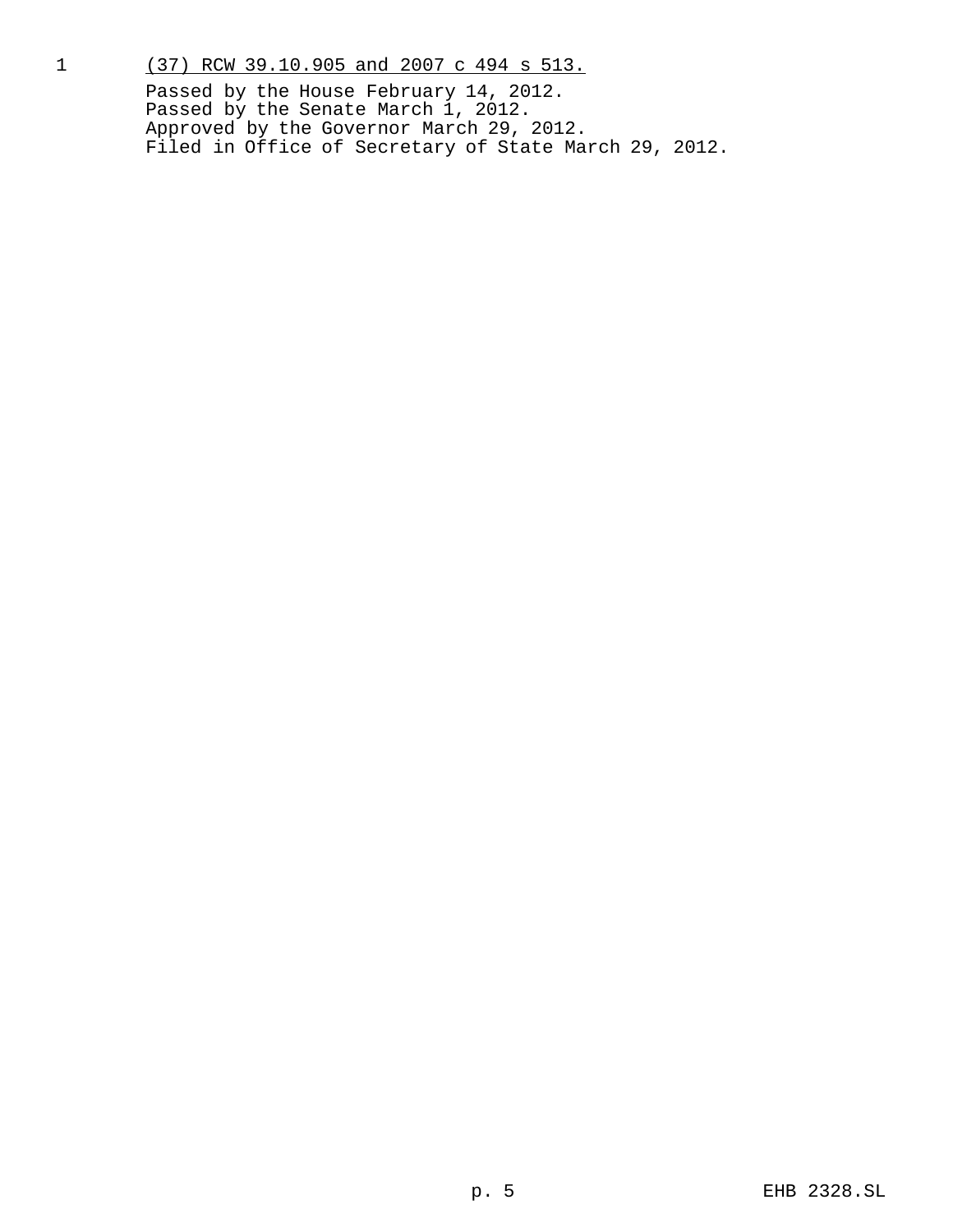(37) RCW 39.10.905 and 2007 c 494 s 513.

Passed by the House February 14, 2012.
Passed by the Senate March 1, 2012.
Approved by the Governor March 29, 2012.
Filed in Office of Secretary of State March 29, 2012.